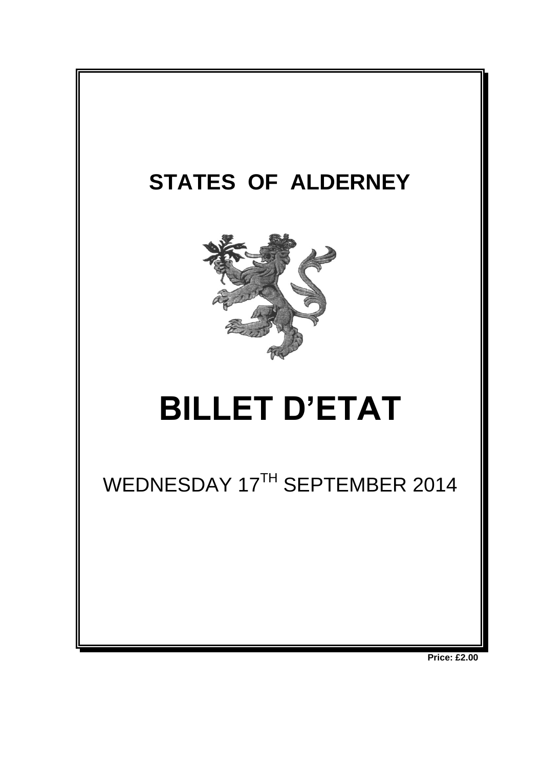# STATES OF ALDERNEY

# BILLET D'ETAT

WEDNESDAY 17[TH] SEPTEMBER 2014

**Price: £2.00**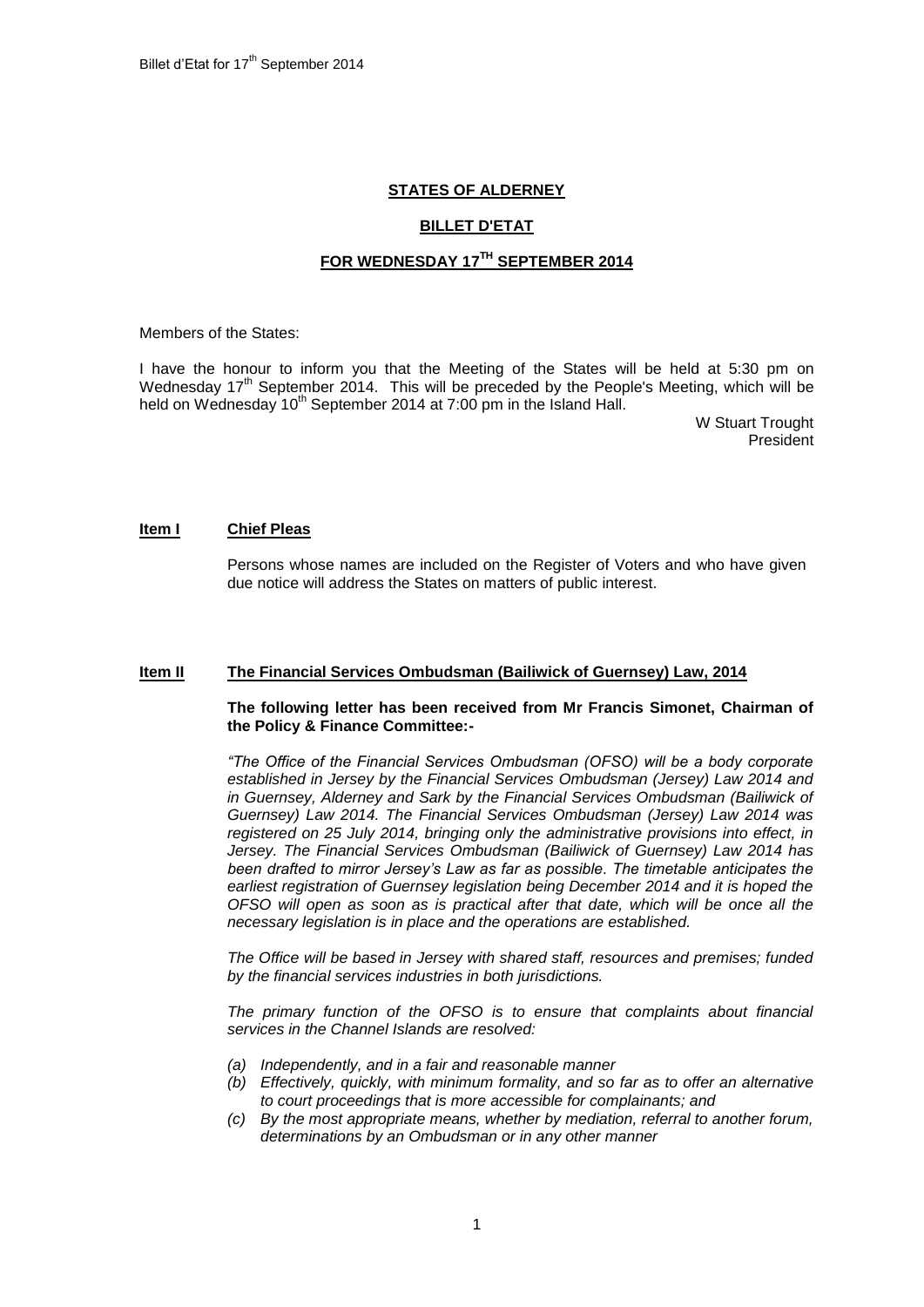# STATES OF ALDERNEY

## BILLET D'ETAT

## FOR WEDNESDAY 17TH SEPTEMBER 2014

Members of the States:

I have the honour to inform you that the Meeting of the States will be held at 5:30 pm on Wednesday 17th September 2014. This will be preceded by the People's Meeting, which will be held on Wednesday 10th September 2014 at 7:00 pm in the Island Hall.

W Stuart Trought
President

### Item I Chief Pleas

Persons whose names are included on the Register of Voters and who have given due notice will address the States on matters of public interest.

### Item II The Financial Services Ombudsman (Bailiwick of Guernsey) Law, 2014

**The following letter has been received from Mr Francis Simonet, Chairman of the Policy & Finance Committee:-**

*"The Office of the Financial Services Ombudsman (OFSO) will be a body corporate established in Jersey by the Financial Services Ombudsman (Jersey) Law 2014 and in Guernsey, Alderney and Sark by the Financial Services Ombudsman (Bailiwick of Guernsey) Law 2014. The Financial Services Ombudsman (Jersey) Law 2014 was registered on 25 July 2014, bringing only the administrative provisions into effect, in Jersey. The Financial Services Ombudsman (Bailiwick of Guernsey) Law 2014 has been drafted to mirror Jersey's Law as far as possible. The timetable anticipates the earliest registration of Guernsey legislation being December 2014 and it is hoped the OFSO will open as soon as is practical after that date, which will be once all the necessary legislation is in place and the operations are established.*

*The Office will be based in Jersey with shared staff, resources and premises; funded by the financial services industries in both jurisdictions.*

*The primary function of the OFSO is to ensure that complaints about financial services in the Channel Islands are resolved:*

- *(a) Independently, and in a fair and reasonable manner*
- *(b) Effectively, quickly, with minimum formality, and so far as to offer an alternative to court proceedings that is more accessible for complainants; and*
- *(c) By the most appropriate means, whether by mediation, referral to another forum, determinations by an Ombudsman or in any other manner*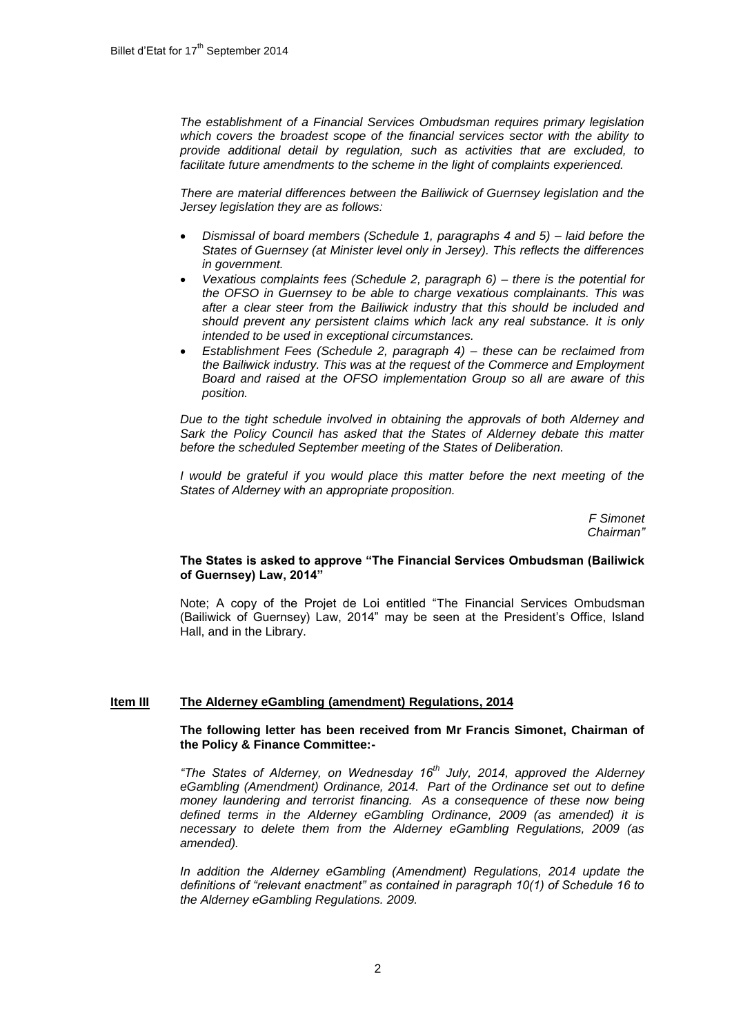*The establishment of a Financial Services Ombudsman requires primary legislation which covers the broadest scope of the financial services sector with the ability to provide additional detail by regulation, such as activities that are excluded, to facilitate future amendments to the scheme in the light of complaints experienced.*

*There are material differences between the Bailiwick of Guernsey legislation and the Jersey legislation they are as follows:*

- *Dismissal of board members (Schedule 1, paragraphs 4 and 5) – laid before the States of Guernsey (at Minister level only in Jersey). This reflects the differences in government.*
- *Vexatious complaints fees (Schedule 2, paragraph 6) – there is the potential for the OFSO in Guernsey to be able to charge vexatious complainants. This was after a clear steer from the Bailiwick industry that this should be included and should prevent any persistent claims which lack any real substance. It is only intended to be used in exceptional circumstances.*
- *Establishment Fees (Schedule 2, paragraph 4) – these can be reclaimed from the Bailiwick industry. This was at the request of the Commerce and Employment Board and raised at the OFSO implementation Group so all are aware of this position.*

*Due to the tight schedule involved in obtaining the approvals of both Alderney and Sark the Policy Council has asked that the States of Alderney debate this matter before the scheduled September meeting of the States of Deliberation.*

*I would be grateful if you would place this matter before the next meeting of the States of Alderney with an appropriate proposition.*

*F Simonet*
*Chairman"*

**The States is asked to approve "The Financial Services Ombudsman (Bailiwick of Guernsey) Law, 2014"**

Note; A copy of the Projet de Loi entitled "The Financial Services Ombudsman (Bailiwick of Guernsey) Law, 2014" may be seen at the President's Office, Island Hall, and in the Library.

## Item III The Alderney eGambling (amendment) Regulations, 2014

**The following letter has been received from Mr Francis Simonet, Chairman of the Policy & Finance Committee:-**

*"The States of Alderney, on Wednesday 16th July, 2014, approved the Alderney eGambling (Amendment) Ordinance, 2014. Part of the Ordinance set out to define money laundering and terrorist financing. As a consequence of these now being defined terms in the Alderney eGambling Ordinance, 2009 (as amended) it is necessary to delete them from the Alderney eGambling Regulations, 2009 (as amended).*

*In addition the Alderney eGambling (Amendment) Regulations, 2014 update the definitions of "relevant enactment" as contained in paragraph 10(1) of Schedule 16 to the Alderney eGambling Regulations. 2009.*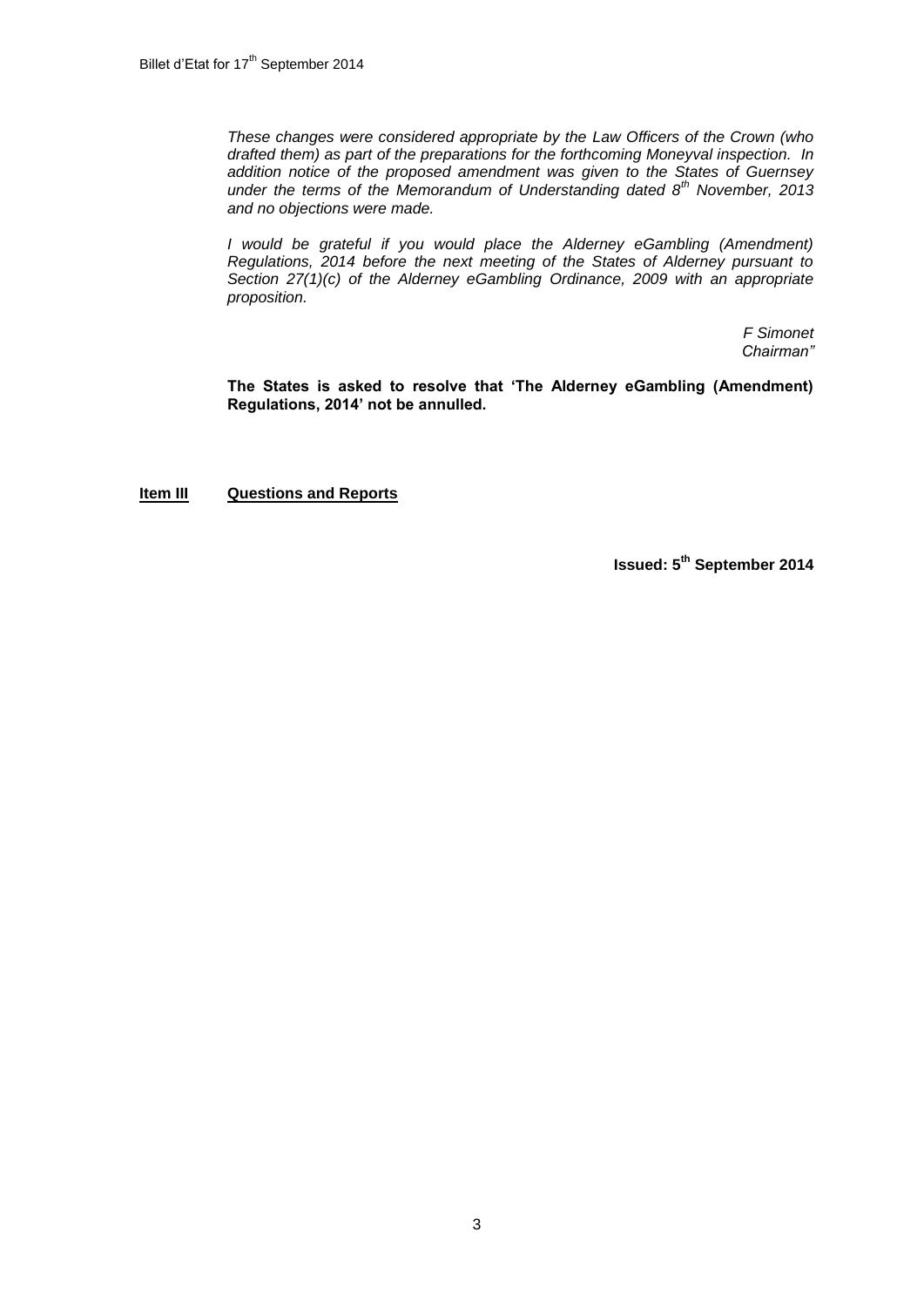*These changes were considered appropriate by the Law Officers of the Crown (who drafted them) as part of the preparations for the forthcoming Moneyval inspection. In addition notice of the proposed amendment was given to the States of Guernsey under the terms of the Memorandum of Understanding dated 8th November, 2013 and no objections were made.*

*I would be grateful if you would place the Alderney eGambling (Amendment) Regulations, 2014 before the next meeting of the States of Alderney pursuant to Section 27(1)(c) of the Alderney eGambling Ordinance, 2009 with an appropriate proposition.*

*F Simonet*
*Chairman"*

**The States is asked to resolve that 'The Alderney eGambling (Amendment) Regulations, 2014' not be annulled.**

**Item III Questions and Reports**

**Issued: 5th September 2014**